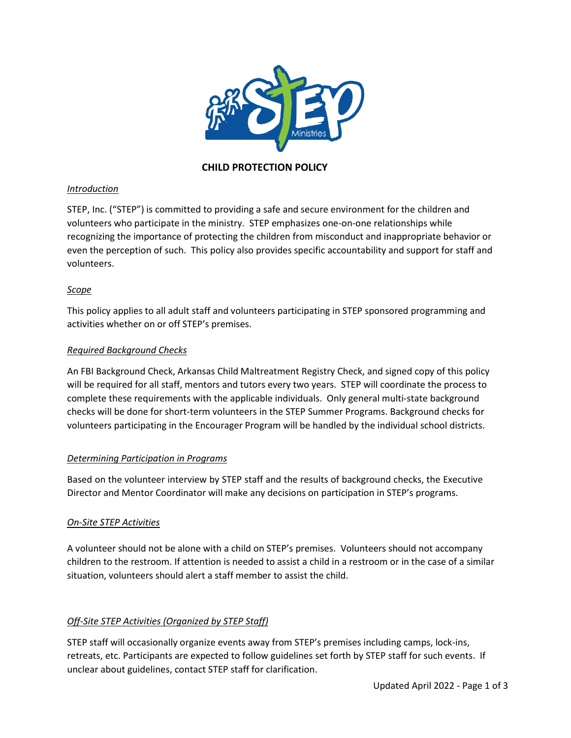# CHILD PROTECTION POLICY

*Introduction*

STEP, Inc. ("STEP") is committed to providing a safe and secure environment for the children and volunteers who participate in the ministry. STEP emphasizes one-on-one relationships while recognizing the importance of protecting the children from misconduct and inappropriate behavior or even the perception of such. This policy also provides specific accountability and support for staff and volunteers.

*Scope*

This policy applies to all adult staff and volunteers participating in STEP sponsored programming and activities whether on or off STEP's premises.

*Required Background Checks*

An FBI Background Check, Arkansas Child Maltreatment Registry Check, and signed copy of this policy will be required for all staff, mentors and tutors every two years. STEP will coordinate the process to complete these requirements with the applicable individuals. Only general multi-state background checks will be done for short-term volunteers in the STEP Summer Programs. Background checks for volunteers participating in the Encourager Program will be handled by the individual school districts.

*Determining Participation in Programs*

Based on the volunteer interview by STEP staff and the results of background checks, the Executive Director and Mentor Coordinator will make any decisions on participation in STEP's programs.

*On-Site STEP Activities*

A volunteer should not be alone with a child on STEP's premises. Volunteers should not accompany children to the restroom. If attention is needed to assist a child in a restroom or in the case of a similar situation, volunteers should alert a staff member to assist the child.

*Off-Site STEP Activities (Organized by STEP Staff)*

STEP staff will occasionally organize events away from STEP's premises including camps, lock-ins, retreats, etc. Participants are expected to follow guidelines set forth by STEP staff for such events. If unclear about guidelines, contact STEP staff for clarification.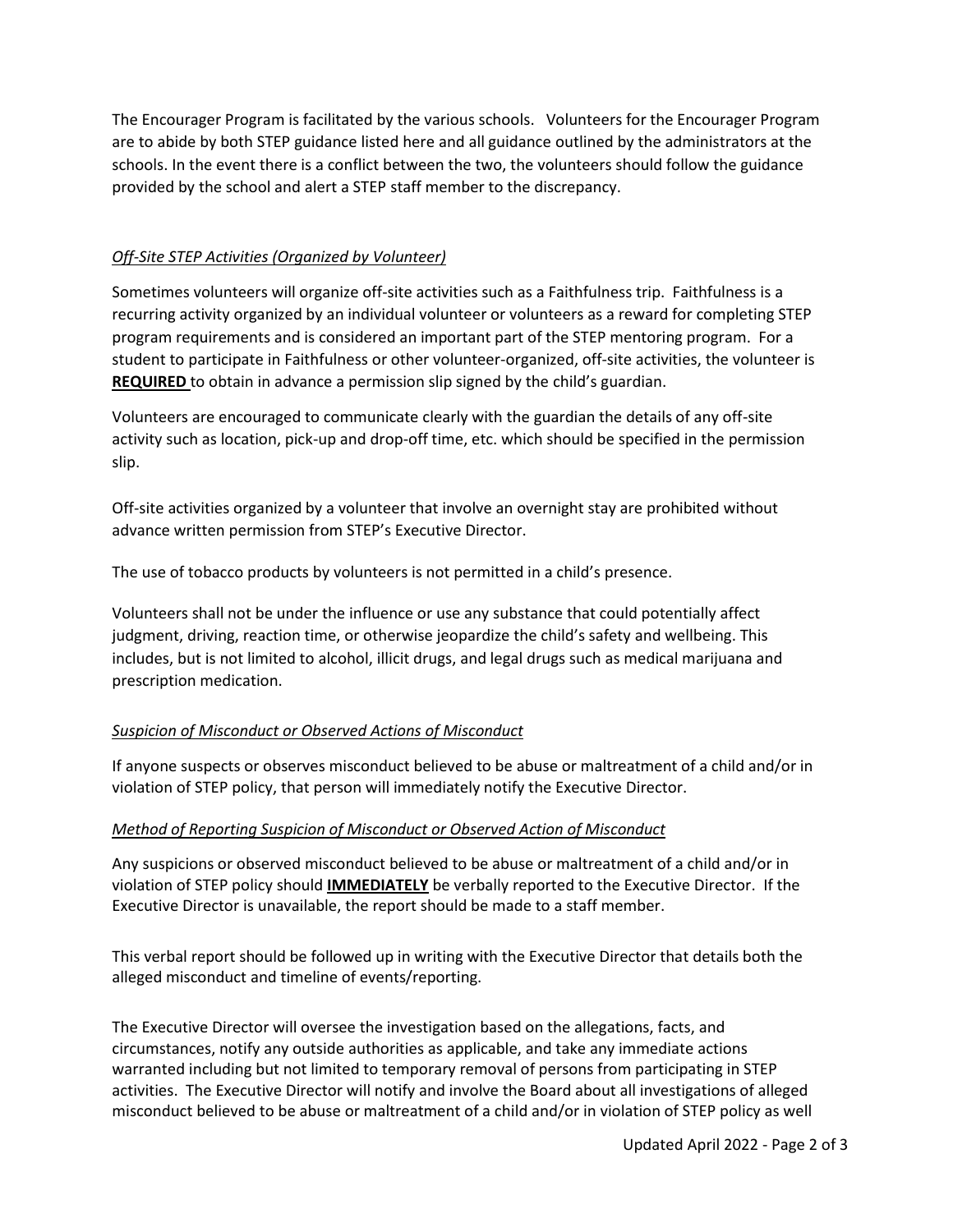The Encourager Program is facilitated by the various schools. Volunteers for the Encourager Program are to abide by both STEP guidance listed here and all guidance outlined by the administrators at the schools. In the event there is a conflict between the two, the volunteers should follow the guidance provided by the school and alert a STEP staff member to the discrepancy.

*Off-Site STEP Activities (Organized by Volunteer)*

Sometimes volunteers will organize off-site activities such as a Faithfulness trip. Faithfulness is a recurring activity organized by an individual volunteer or volunteers as a reward for completing STEP program requirements and is considered an important part of the STEP mentoring program. For a student to participate in Faithfulness or other volunteer-organized, off-site activities, the volunteer is **REQUIRED** to obtain in advance a permission slip signed by the child's guardian.

Volunteers are encouraged to communicate clearly with the guardian the details of any off-site activity such as location, pick-up and drop-off time, etc. which should be specified in the permission slip.

Off-site activities organized by a volunteer that involve an overnight stay are prohibited without advance written permission from STEP's Executive Director.

The use of tobacco products by volunteers is not permitted in a child's presence.

Volunteers shall not be under the influence or use any substance that could potentially affect judgment, driving, reaction time, or otherwise jeopardize the child's safety and wellbeing. This includes, but is not limited to alcohol, illicit drugs, and legal drugs such as medical marijuana and prescription medication.

*Suspicion of Misconduct or Observed Actions of Misconduct*

If anyone suspects or observes misconduct believed to be abuse or maltreatment of a child and/or in violation of STEP policy, that person will immediately notify the Executive Director.

*Method of Reporting Suspicion of Misconduct or Observed Action of Misconduct*

Any suspicions or observed misconduct believed to be abuse or maltreatment of a child and/or in violation of STEP policy should **IMMEDIATELY** be verbally reported to the Executive Director. If the Executive Director is unavailable, the report should be made to a staff member.

This verbal report should be followed up in writing with the Executive Director that details both the alleged misconduct and timeline of events/reporting.

The Executive Director will oversee the investigation based on the allegations, facts, and circumstances, notify any outside authorities as applicable, and take any immediate actions warranted including but not limited to temporary removal of persons from participating in STEP activities. The Executive Director will notify and involve the Board about all investigations of alleged misconduct believed to be abuse or maltreatment of a child and/or in violation of STEP policy as well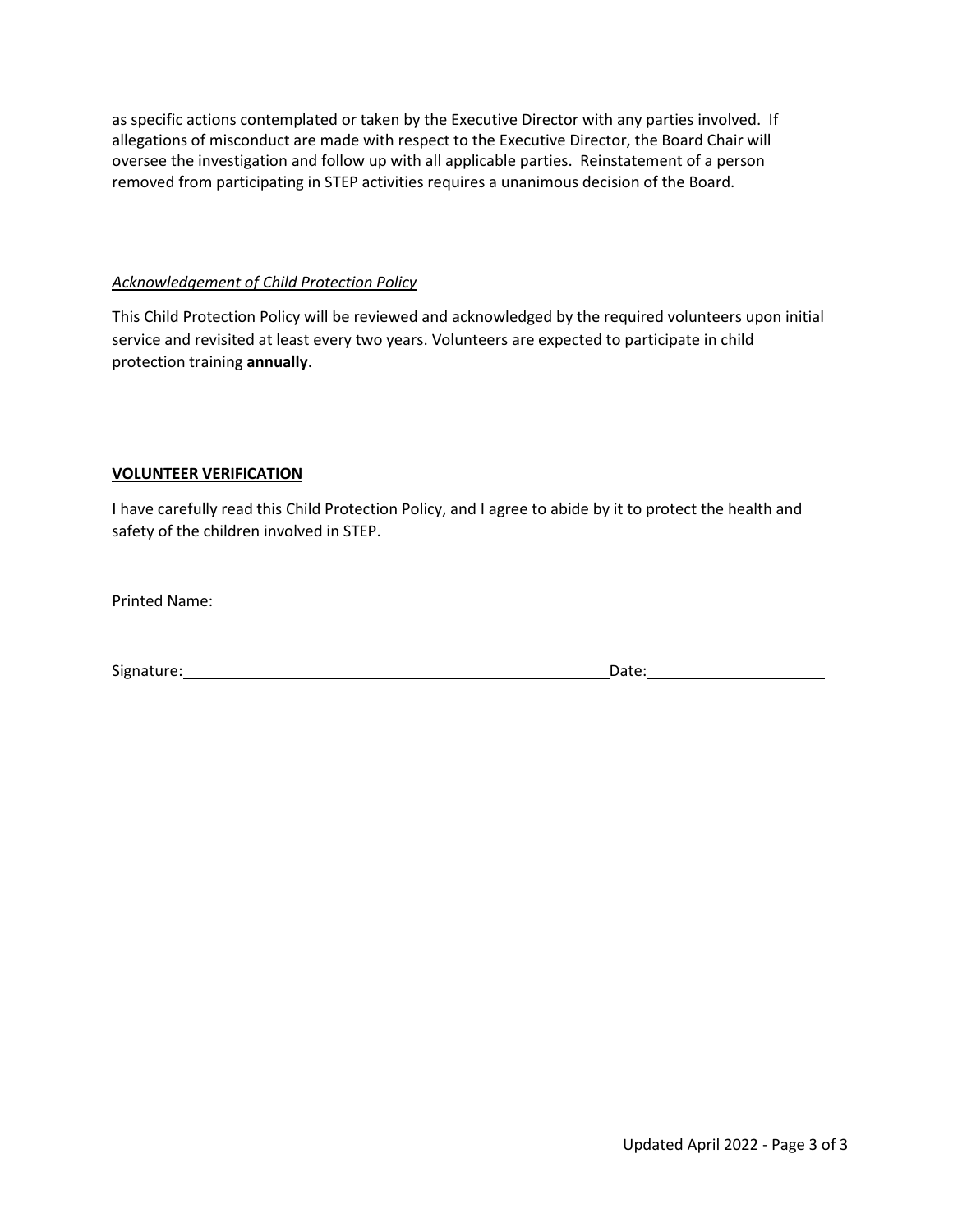as specific actions contemplated or taken by the Executive Director with any parties involved. If allegations of misconduct are made with respect to the Executive Director, the Board Chair will oversee the investigation and follow up with all applicable parties. Reinstatement of a person removed from participating in STEP activities requires a unanimous decision of the Board.

*Acknowledgement of Child Protection Policy*

This Child Protection Policy will be reviewed and acknowledged by the required volunteers upon initial service and revisited at least every two years. Volunteers are expected to participate in child protection training **annually**.

**VOLUNTEER VERIFICATION**

I have carefully read this Child Protection Policy, and I agree to abide by it to protect the health and safety of the children involved in STEP.

Printed Name: ______________________________________________

Signature: ______________________________ Date: ________________

Updated April 2022